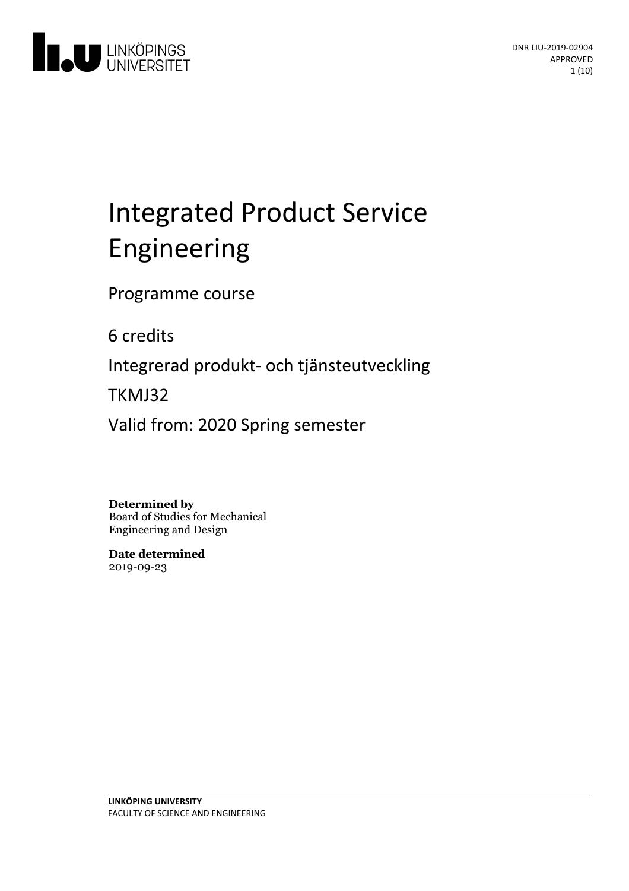LINKÖPINGS UNIVERSITET

DNR LIU-2019-02904
APPROVED

# Integrated Product Service Engineering

Programme course

6 credits

Integrerad produkt- och tjänsteutveckling

TKMJ32

Valid from: 2020 Spring semester

**Determined by**
Board of Studies for Mechanical Engineering and Design

**Date determined**
2019-09-23

**LINKÖPING UNIVERSITY**
FACULTY OF SCIENCE AND ENGINEERING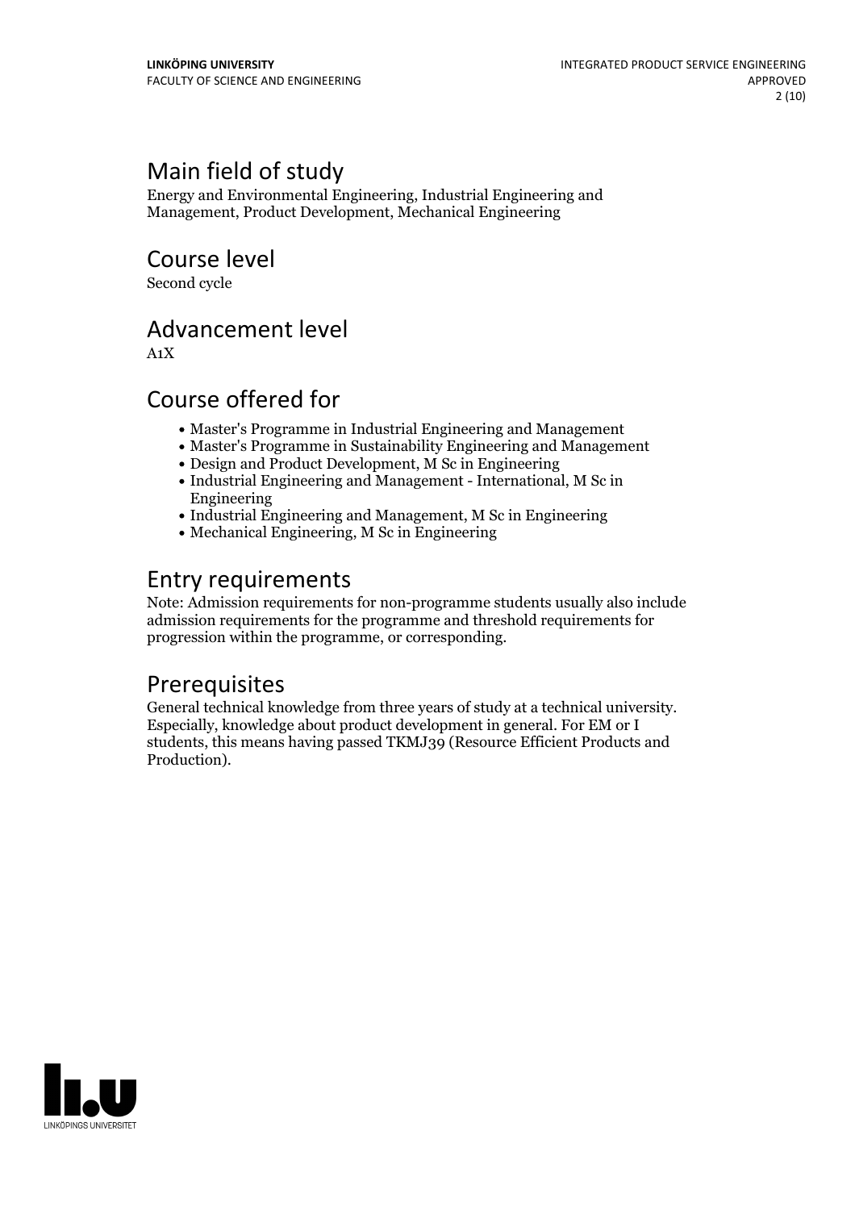## Main field of study

Energy and Environmental Engineering, Industrial Engineering and Management, Product Development, Mechanical Engineering

## Course level

Second cycle

## Advancement level

A1X

## Course offered for

- Master's Programme in Industrial Engineering and Management
- Master's Programme in Sustainability Engineering and Management
- Design and Product Development, M Sc in Engineering
- Industrial Engineering and Management - International, M Sc in Engineering
- Industrial Engineering and Management, M Sc in Engineering
- Mechanical Engineering, M Sc in Engineering

## Entry requirements

Note: Admission requirements for non-programme students usually also include admission requirements for the programme and threshold requirements for progression within the programme, or corresponding.

## Prerequisites

General technical knowledge from three years of study at a technical university. Especially, knowledge about product development in general. For EM or I students, this means having passed TKMJ39 (Resource Efficient Products and Production).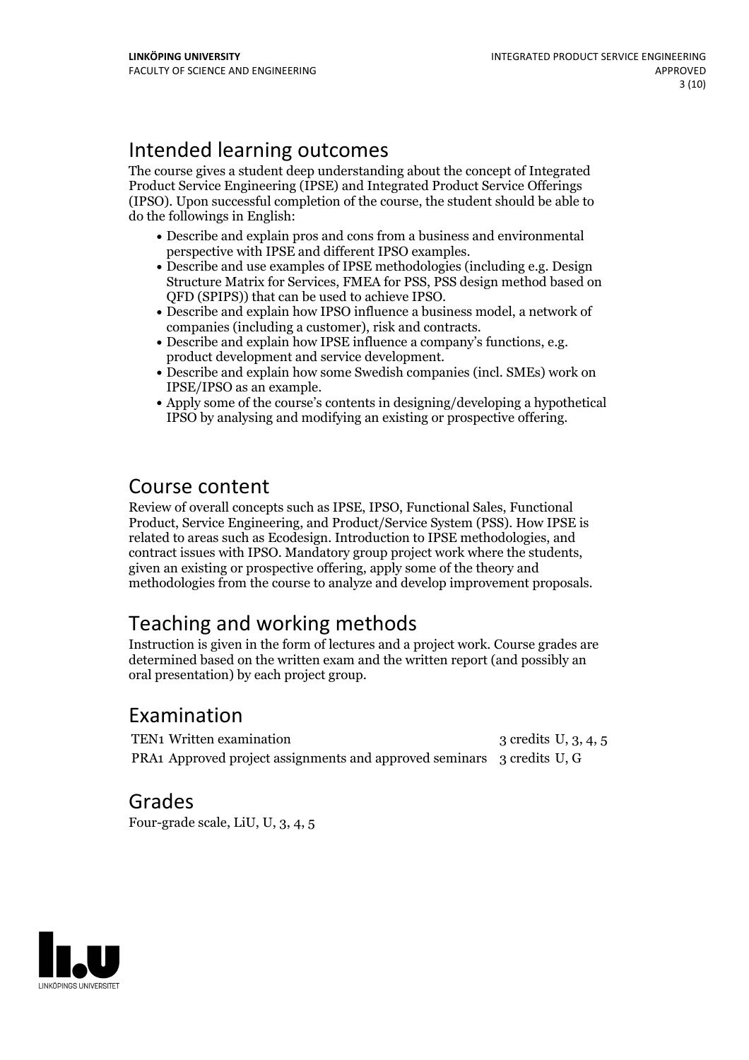## Intended learning outcomes

The course gives a student deep understanding about the concept of Integrated Product Service Engineering (IPSE) and Integrated Product Service Offerings (IPSO). Upon successful completion of the course, the student should be able to do the followings in English:

- Describe and explain pros and cons from a business and environmental perspective with IPSE and different IPSO examples.
- Describe and use examples of IPSE methodologies (including e.g. Design Structure Matrix for Services, FMEA for PSS, PSS design method based on QFD (SPIPS)) that can be used to achieve IPSO.
- Describe and explain how IPSO influence a business model, a network of companies (including a customer), risk and contracts.
- Describe and explain how IPSE influence a company's functions, e.g. product development and service development.
- Describe and explain how some Swedish companies (incl. SMEs) work on IPSE/IPSO as an example.
- Apply some of the course's contents in designing/developing a hypothetical IPSO by analysing and modifying an existing or prospective offering.

## Course content

Review of overall concepts such as IPSE, IPSO, Functional Sales, Functional Product, Service Engineering, and Product/Service System (PSS). How IPSE is related to areas such as Ecodesign. Introduction to IPSE methodologies, and contract issues with IPSO. Mandatory group project work where the students, given an existing or prospective offering, apply some of the theory and methodologies from the course to analyze and develop improvement proposals.

## Teaching and working methods

Instruction is given in the form of lectures and a project work. Course grades are determined based on the written exam and the written report (and possibly an oral presentation) by each project group.

## Examination

| | | |
|---|---|---|
| TEN1 Written examination | 3 credits | U, 3, 4, 5 |
| PRA1 Approved project assignments and approved seminars | 3 credits | U, G |

## Grades

Four-grade scale, LiU, U, 3, 4, 5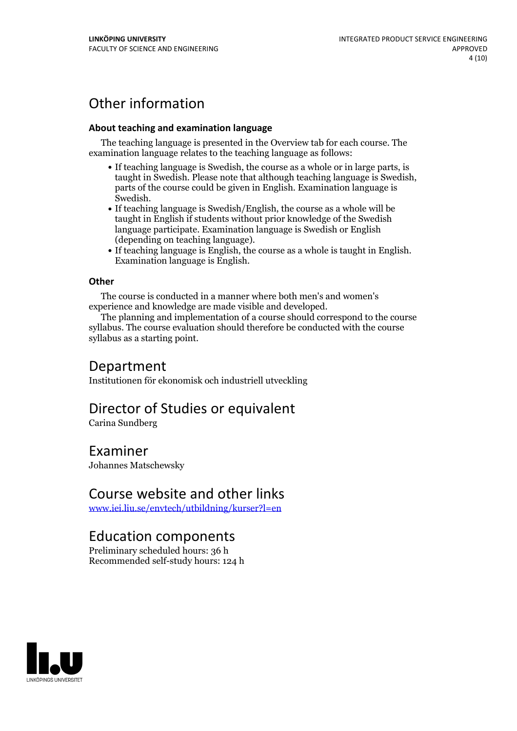# Other information

### About teaching and examination language

The teaching language is presented in the Overview tab for each course. The examination language relates to the teaching language as follows:

- If teaching language is Swedish, the course as a whole or in large parts, is taught in Swedish. Please note that although teaching language is Swedish, parts of the course could be given in English. Examination language is Swedish.
- If teaching language is Swedish/English, the course as a whole will be taught in English if students without prior knowledge of the Swedish language participate. Examination language is Swedish or English (depending on teaching language).
- If teaching language is English, the course as a whole is taught in English. Examination language is English.

### Other

The course is conducted in a manner where both men's and women's experience and knowledge are made visible and developed.

The planning and implementation of a course should correspond to the course syllabus. The course evaluation should therefore be conducted with the course syllabus as a starting point.

# Department

Institutionen för ekonomisk och industriell utveckling

# Director of Studies or equivalent

Carina Sundberg

# Examiner

Johannes Matschewsky

# Course website and other links

[www.iei.liu.se/envtech/utbildning/kurser?l=en](www.iei.liu.se/envtech/utbildning/kurser?l=en)

# Education components

Preliminary scheduled hours: 36 h
Recommended self-study hours: 124 h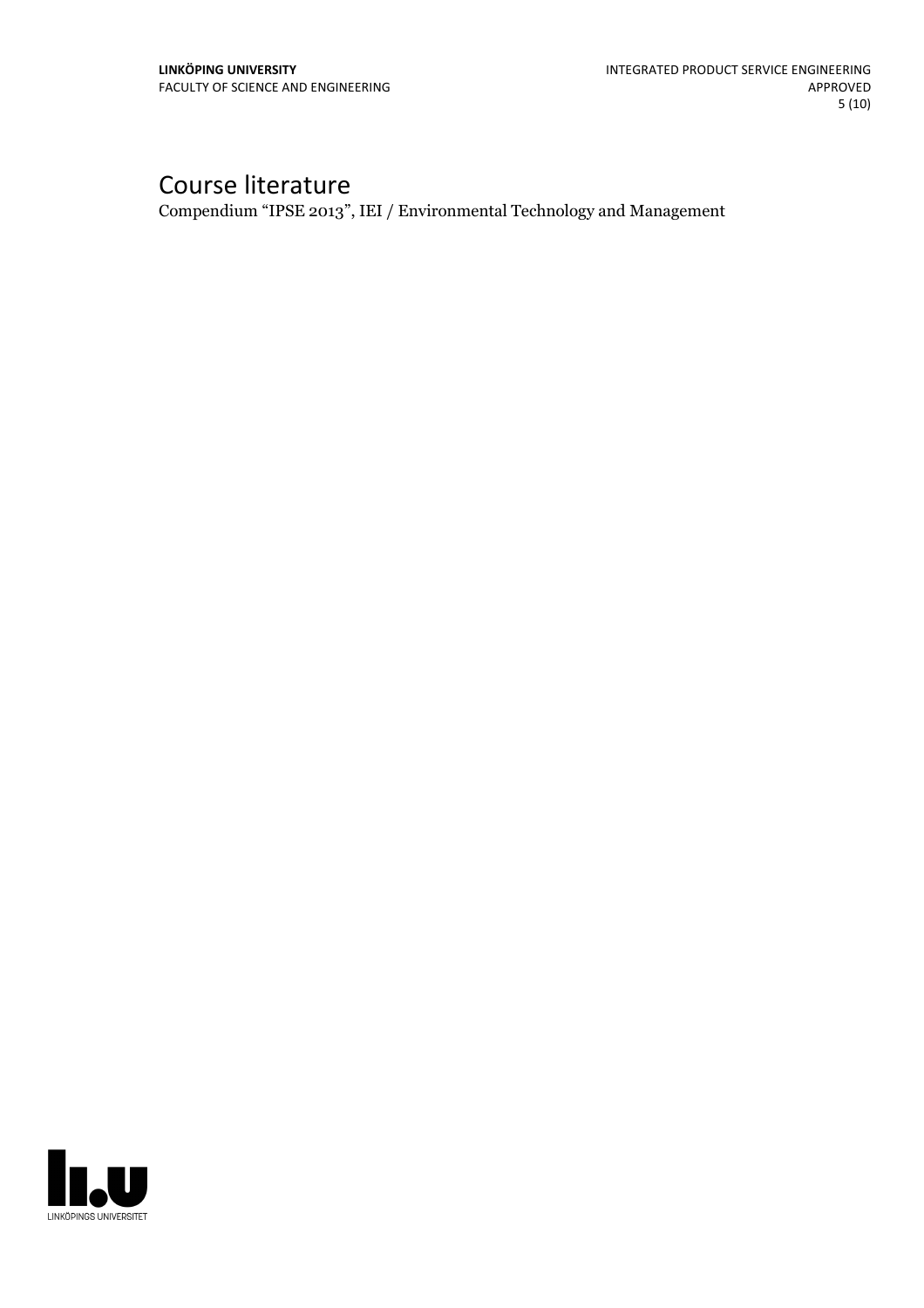# Course literature

Compendium "IPSE 2013", IEI / Environmental Technology and Management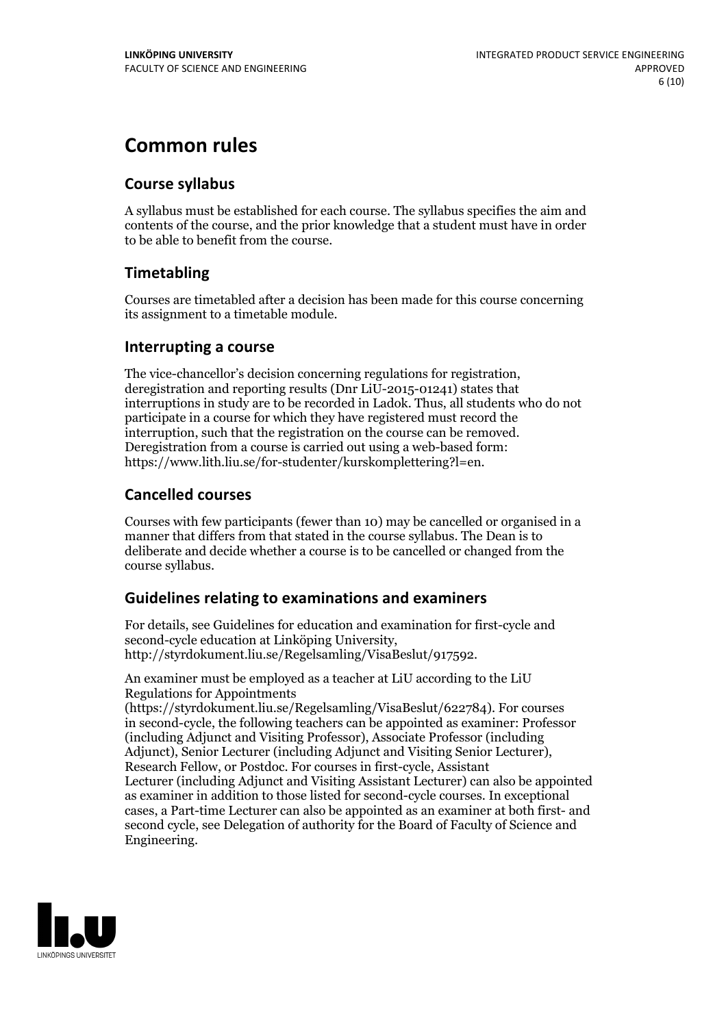# Common rules

## Course syllabus

A syllabus must be established for each course. The syllabus specifies the aim and contents of the course, and the prior knowledge that a student must have in order to be able to benefit from the course.

## Timetabling

Courses are timetabled after a decision has been made for this course concerning its assignment to a timetable module.

## Interrupting a course

The vice-chancellor's decision concerning regulations for registration, deregistration and reporting results (Dnr LiU-2015-01241) states that interruptions in study are to be recorded in Ladok. Thus, all students who do not participate in a course for which they have registered must record the interruption, such that the registration on the course can be removed. Deregistration from a course is carried out using a web-based form: https://www.lith.liu.se/for-studenter/kurskomplettering?l=en.

## Cancelled courses

Courses with few participants (fewer than 10) may be cancelled or organised in a manner that differs from that stated in the course syllabus. The Dean is to deliberate and decide whether a course is to be cancelled or changed from the course syllabus.

## Guidelines relating to examinations and examiners

For details, see Guidelines for education and examination for first-cycle and second-cycle education at Linköping University, http://styrdokument.liu.se/Regelsamling/VisaBeslut/917592.

An examiner must be employed as a teacher at LiU according to the LiU Regulations for Appointments (https://styrdokument.liu.se/Regelsamling/VisaBeslut/622784). For courses in second-cycle, the following teachers can be appointed as examiner: Professor (including Adjunct and Visiting Professor), Associate Professor (including Adjunct), Senior Lecturer (including Adjunct and Visiting Senior Lecturer), Research Fellow, or Postdoc. For courses in first-cycle, Assistant Lecturer (including Adjunct and Visiting Assistant Lecturer) can also be appointed as examiner in addition to those listed for second-cycle courses. In exceptional cases, a Part-time Lecturer can also be appointed as an examiner at both first- and second cycle, see Delegation of authority for the Board of Faculty of Science and Engineering.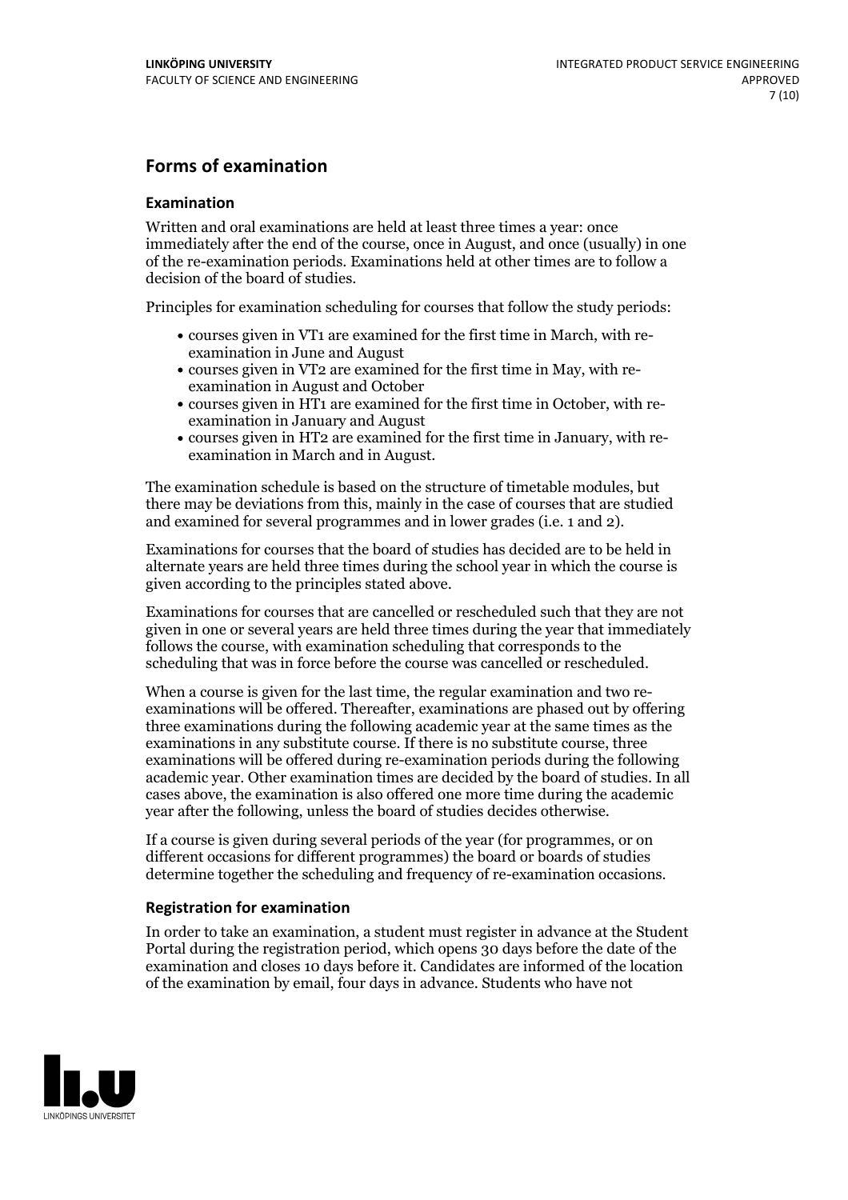## Forms of examination

### Examination

Written and oral examinations are held at least three times a year: once immediately after the end of the course, once in August, and once (usually) in one of the re-examination periods. Examinations held at other times are to follow a decision of the board of studies.

Principles for examination scheduling for courses that follow the study periods:

- courses given in VT1 are examined for the first time in March, with re-examination in June and August
- courses given in VT2 are examined for the first time in May, with re-examination in August and October
- courses given in HT1 are examined for the first time in October, with re-examination in January and August
- courses given in HT2 are examined for the first time in January, with re-examination in March and in August.

The examination schedule is based on the structure of timetable modules, but there may be deviations from this, mainly in the case of courses that are studied and examined for several programmes and in lower grades (i.e. 1 and 2).

Examinations for courses that the board of studies has decided are to be held in alternate years are held three times during the school year in which the course is given according to the principles stated above.

Examinations for courses that are cancelled or rescheduled such that they are not given in one or several years are held three times during the year that immediately follows the course, with examination scheduling that corresponds to the scheduling that was in force before the course was cancelled or rescheduled.

When a course is given for the last time, the regular examination and two re-examinations will be offered. Thereafter, examinations are phased out by offering three examinations during the following academic year at the same times as the examinations in any substitute course. If there is no substitute course, three examinations will be offered during re-examination periods during the following academic year. Other examination times are decided by the board of studies. In all cases above, the examination is also offered one more time during the academic year after the following, unless the board of studies decides otherwise.

If a course is given during several periods of the year (for programmes, or on different occasions for different programmes) the board or boards of studies determine together the scheduling and frequency of re-examination occasions.

### Registration for examination

In order to take an examination, a student must register in advance at the Student Portal during the registration period, which opens 30 days before the date of the examination and closes 10 days before it. Candidates are informed of the location of the examination by email, four days in advance. Students who have not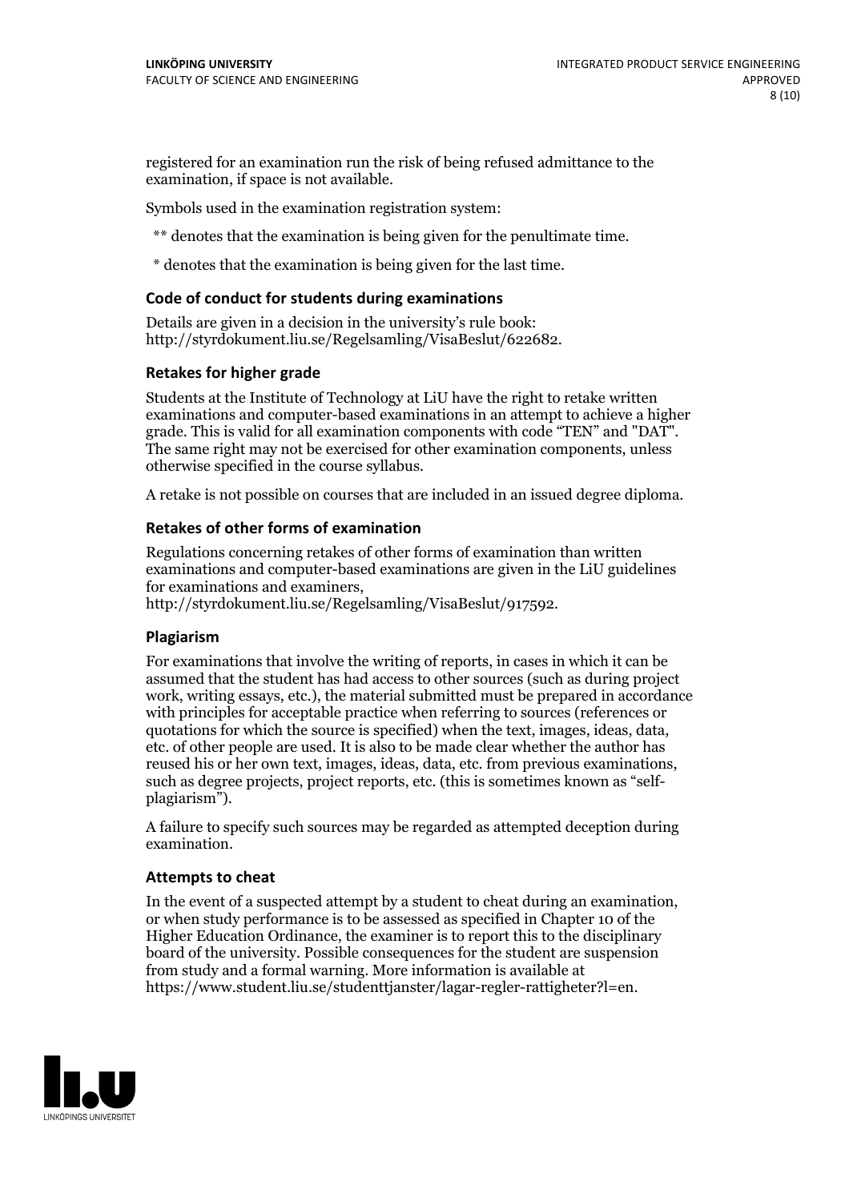registered for an examination run the risk of being refused admittance to the examination, if space is not available.

Symbols used in the examination registration system:

** denotes that the examination is being given for the penultimate time.

* denotes that the examination is being given for the last time.

### Code of conduct for students during examinations

Details are given in a decision in the university's rule book: http://styrdokument.liu.se/Regelsamling/VisaBeslut/622682.

### Retakes for higher grade

Students at the Institute of Technology at LiU have the right to retake written examinations and computer-based examinations in an attempt to achieve a higher grade. This is valid for all examination components with code "TEN" and "DAT". The same right may not be exercised for other examination components, unless otherwise specified in the course syllabus.

A retake is not possible on courses that are included in an issued degree diploma.

### Retakes of other forms of examination

Regulations concerning retakes of other forms of examination than written examinations and computer-based examinations are given in the LiU guidelines for examinations and examiners, http://styrdokument.liu.se/Regelsamling/VisaBeslut/917592.

### Plagiarism

For examinations that involve the writing of reports, in cases in which it can be assumed that the student has had access to other sources (such as during project work, writing essays, etc.), the material submitted must be prepared in accordance with principles for acceptable practice when referring to sources (references or quotations for which the source is specified) when the text, images, ideas, data, etc. of other people are used. It is also to be made clear whether the author has reused his or her own text, images, ideas, data, etc. from previous examinations, such as degree projects, project reports, etc. (this is sometimes known as "self-plagiarism").

A failure to specify such sources may be regarded as attempted deception during examination.

### Attempts to cheat

In the event of a suspected attempt by a student to cheat during an examination, or when study performance is to be assessed as specified in Chapter 10 of the Higher Education Ordinance, the examiner is to report this to the disciplinary board of the university. Possible consequences for the student are suspension from study and a formal warning. More information is available at https://www.student.liu.se/studenttjanster/lagar-regler-rattigheter?l=en.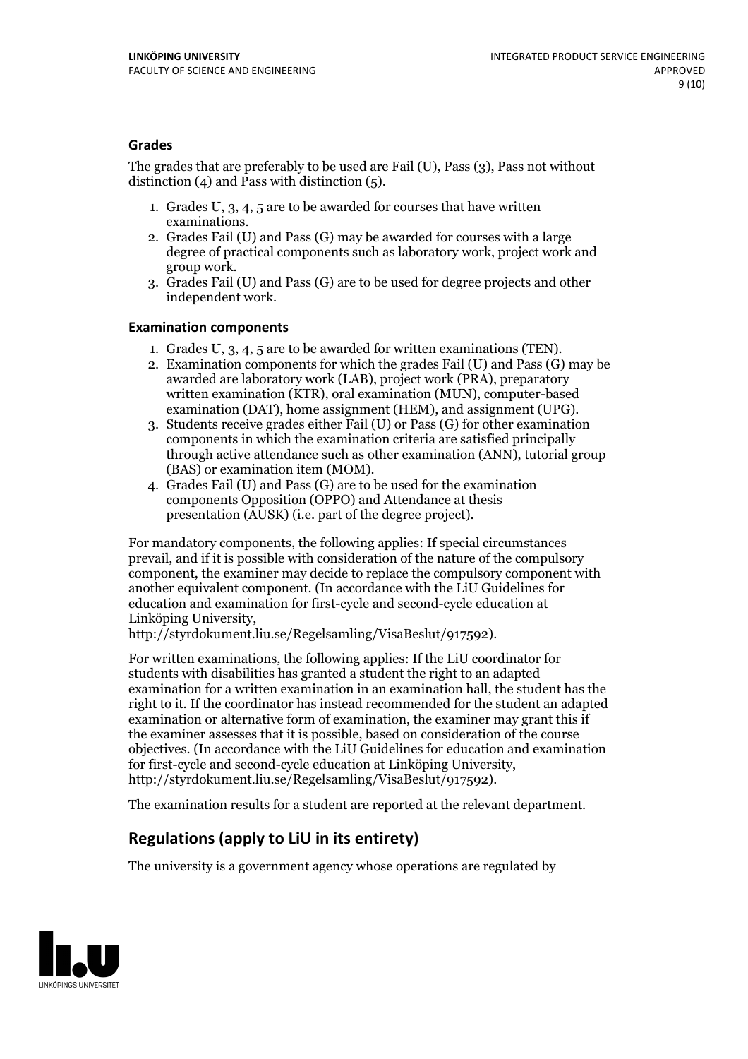### Grades

The grades that are preferably to be used are Fail (U), Pass (3), Pass not without distinction (4) and Pass with distinction (5).

1. Grades U, 3, 4, 5 are to be awarded for courses that have written examinations.
2. Grades Fail (U) and Pass (G) may be awarded for courses with a large degree of practical components such as laboratory work, project work and group work.
3. Grades Fail (U) and Pass (G) are to be used for degree projects and other independent work.

### Examination components

1. Grades U, 3, 4, 5 are to be awarded for written examinations (TEN).
2. Examination components for which the grades Fail (U) and Pass (G) may be awarded are laboratory work (LAB), project work (PRA), preparatory written examination (KTR), oral examination (MUN), computer-based examination (DAT), home assignment (HEM), and assignment (UPG).
3. Students receive grades either Fail (U) or Pass (G) for other examination components in which the examination criteria are satisfied principally through active attendance such as other examination (ANN), tutorial group (BAS) or examination item (MOM).
4. Grades Fail (U) and Pass (G) are to be used for the examination components Opposition (OPPO) and Attendance at thesis presentation (AUSK) (i.e. part of the degree project).

For mandatory components, the following applies: If special circumstances prevail, and if it is possible with consideration of the nature of the compulsory component, the examiner may decide to replace the compulsory component with another equivalent component. (In accordance with the LiU Guidelines for education and examination for first-cycle and second-cycle education at Linköping University, http://styrdokument.liu.se/Regelsamling/VisaBeslut/917592).

For written examinations, the following applies: If the LiU coordinator for students with disabilities has granted a student the right to an adapted examination for a written examination in an examination hall, the student has the right to it. If the coordinator has instead recommended for the student an adapted examination or alternative form of examination, the examiner may grant this if the examiner assesses that it is possible, based on consideration of the course objectives. (In accordance with the LiU Guidelines for education and examination for first-cycle and second-cycle education at Linköping University, http://styrdokument.liu.se/Regelsamling/VisaBeslut/917592).

The examination results for a student are reported at the relevant department.

## Regulations (apply to LiU in its entirety)

The university is a government agency whose operations are regulated by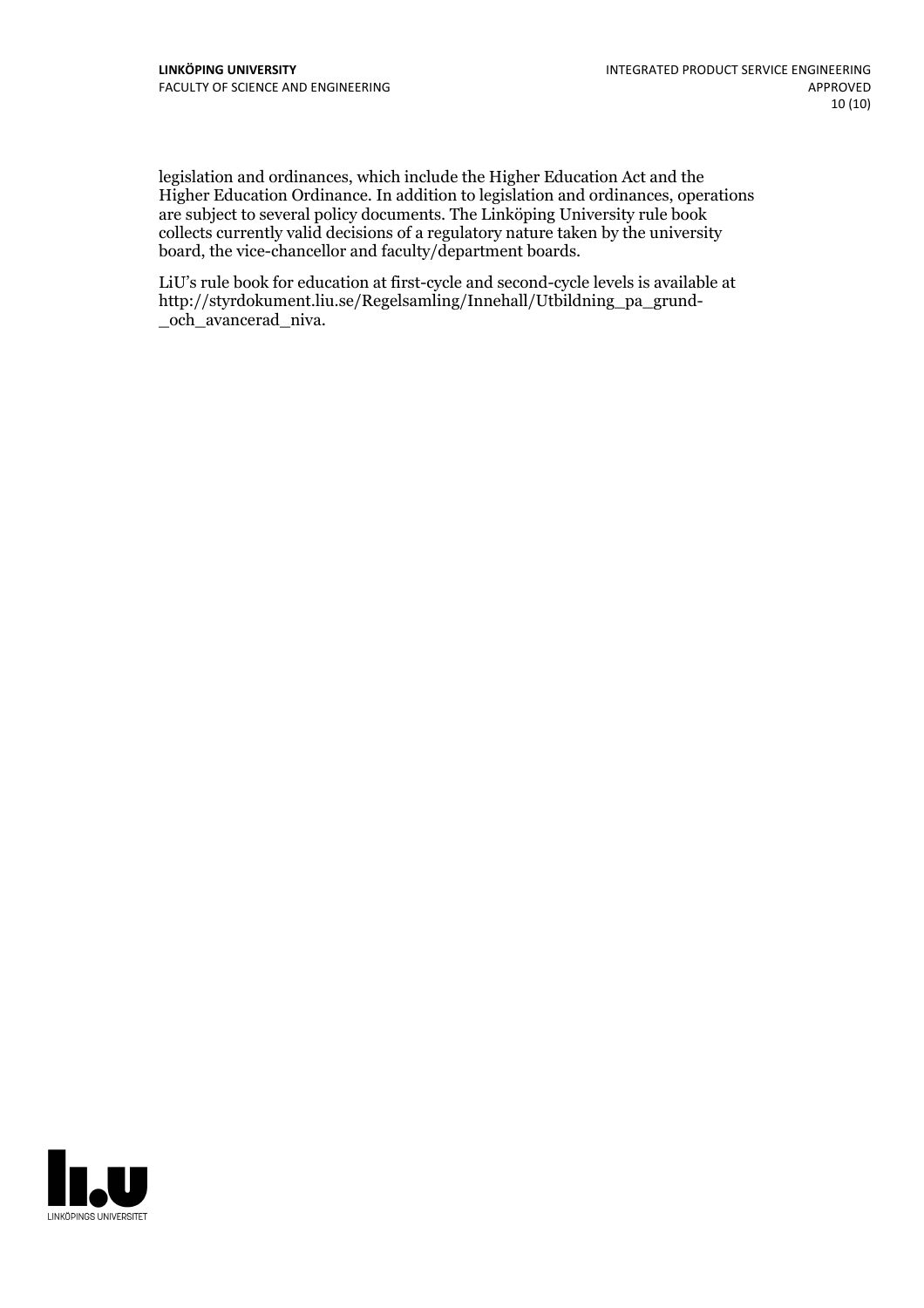legislation and ordinances, which include the Higher Education Act and the Higher Education Ordinance. In addition to legislation and ordinances, operations are subject to several policy documents. The Linköping University rule book collects currently valid decisions of a regulatory nature taken by the university board, the vice-chancellor and faculty/department boards.

LiU's rule book for education at first-cycle and second-cycle levels is available at http://styrdokument.liu.se/Regelsamling/Innehall/Utbildning_pa_grund-_och_avancerad_niva.